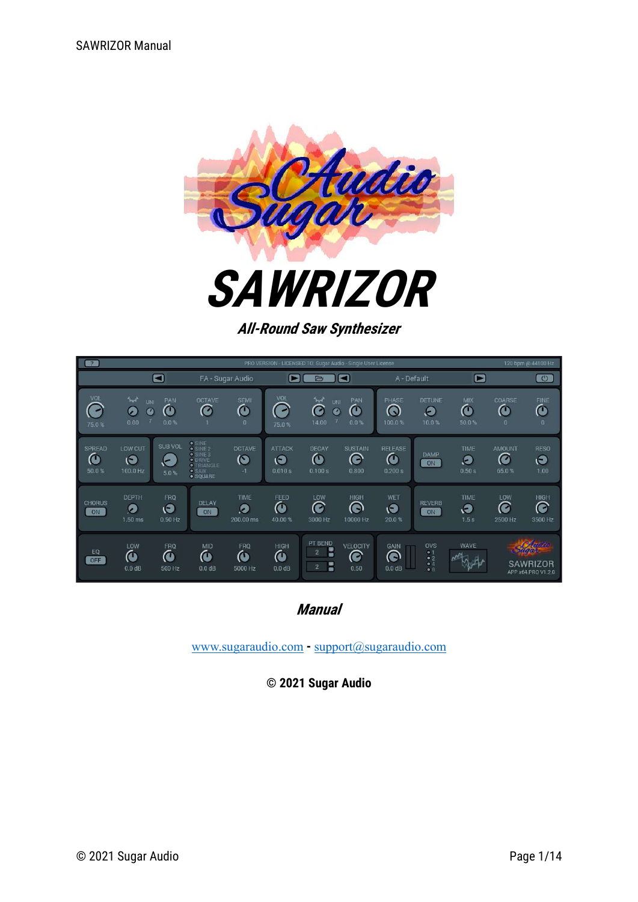# SAWRIZOR

## *All-Round Saw Synthesizer*

## *Manual*

www.sugaraudio.com - support@sugaraudio.com

**© 2021 Sugar Audio**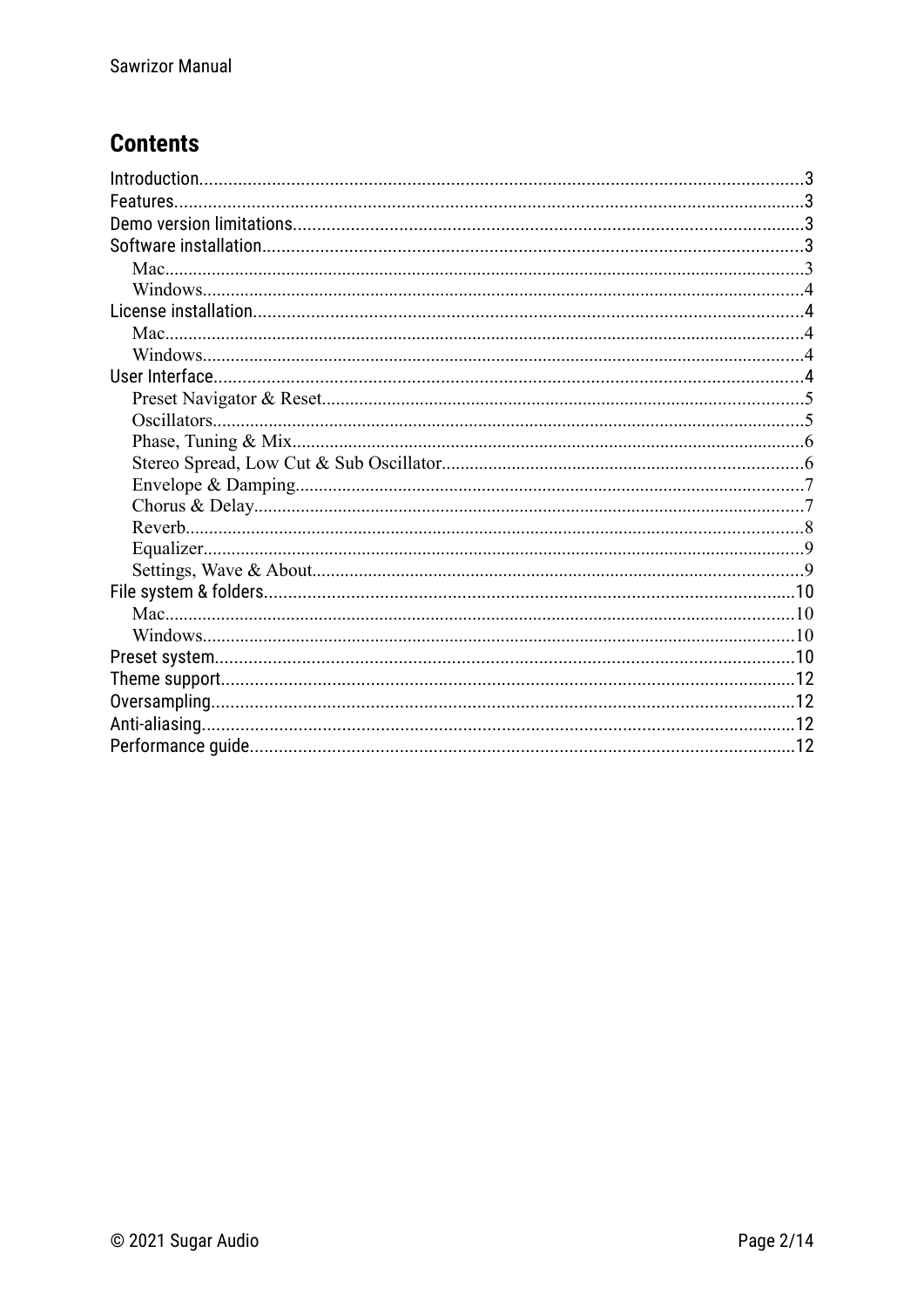## Contents

- Introduction....3
- Features....3
- Demo version limitations....3
- Software installation....3
  - Mac....3
  - Windows....4
- License installation....4
  - Mac....4
  - Windows....4
- User Interface....4
  - Preset Navigator & Reset....5
  - Oscillators....5
  - Phase, Tuning & Mix....6
  - Stereo Spread, Low Cut & Sub Oscillator....6
  - Envelope & Damping....7
  - Chorus & Delay....7
  - Reverb....8
  - Equalizer....9
  - Settings, Wave & About....9
- File system & folders....10
  - Mac....10
  - Windows....10
- Preset system....10
- Theme support....12
- Oversampling....12
- Anti-aliasing....12
- Performance guide....12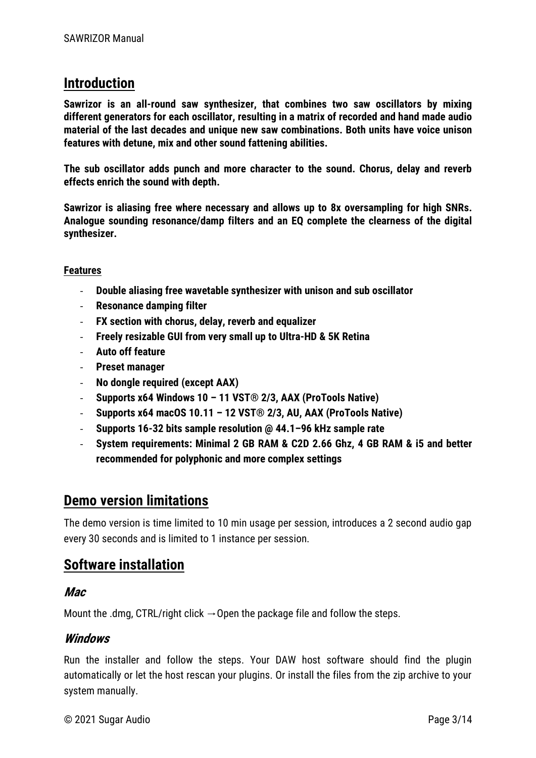## Introduction

**Sawrizor is an all-round saw synthesizer, that combines two saw oscillators by mixing different generators for each oscillator, resulting in a matrix of recorded and hand made audio material of the last decades and unique new saw combinations. Both units have voice unison features with detune, mix and other sound fattening abilities.**

**The sub oscillator adds punch and more character to the sound. Chorus, delay and reverb effects enrich the sound with depth.**

**Sawrizor is aliasing free where necessary and allows up to 8x oversampling for high SNRs. Analogue sounding resonance/damp filters and an EQ complete the clearness of the digital synthesizer.**

### Features

- **Double aliasing free wavetable synthesizer with unison and sub oscillator**
- **Resonance damping filter**
- **FX section with chorus, delay, reverb and equalizer**
- **Freely resizable GUI from very small up to Ultra-HD & 5K Retina**
- **Auto off feature**
- **Preset manager**
- **No dongle required (except AAX)**
- **Supports x64 Windows 10 – 11 VST® 2/3, AAX (ProTools Native)**
- **Supports x64 macOS 10.11 – 12 VST® 2/3, AU, AAX (ProTools Native)**
- **Supports 16-32 bits sample resolution @ 44.1–96 kHz sample rate**
- **System requirements: Minimal 2 GB RAM & C2D 2.66 Ghz, 4 GB RAM & i5 and better recommended for polyphonic and more complex settings**

## Demo version limitations

The demo version is time limited to 10 min usage per session, introduces a 2 second audio gap every 30 seconds and is limited to 1 instance per session.

## Software installation

### *Mac*

Mount the .dmg, CTRL/right click →Open the package file and follow the steps.

### *Windows*

Run the installer and follow the steps. Your DAW host software should find the plugin automatically or let the host rescan your plugins. Or install the files from the zip archive to your system manually.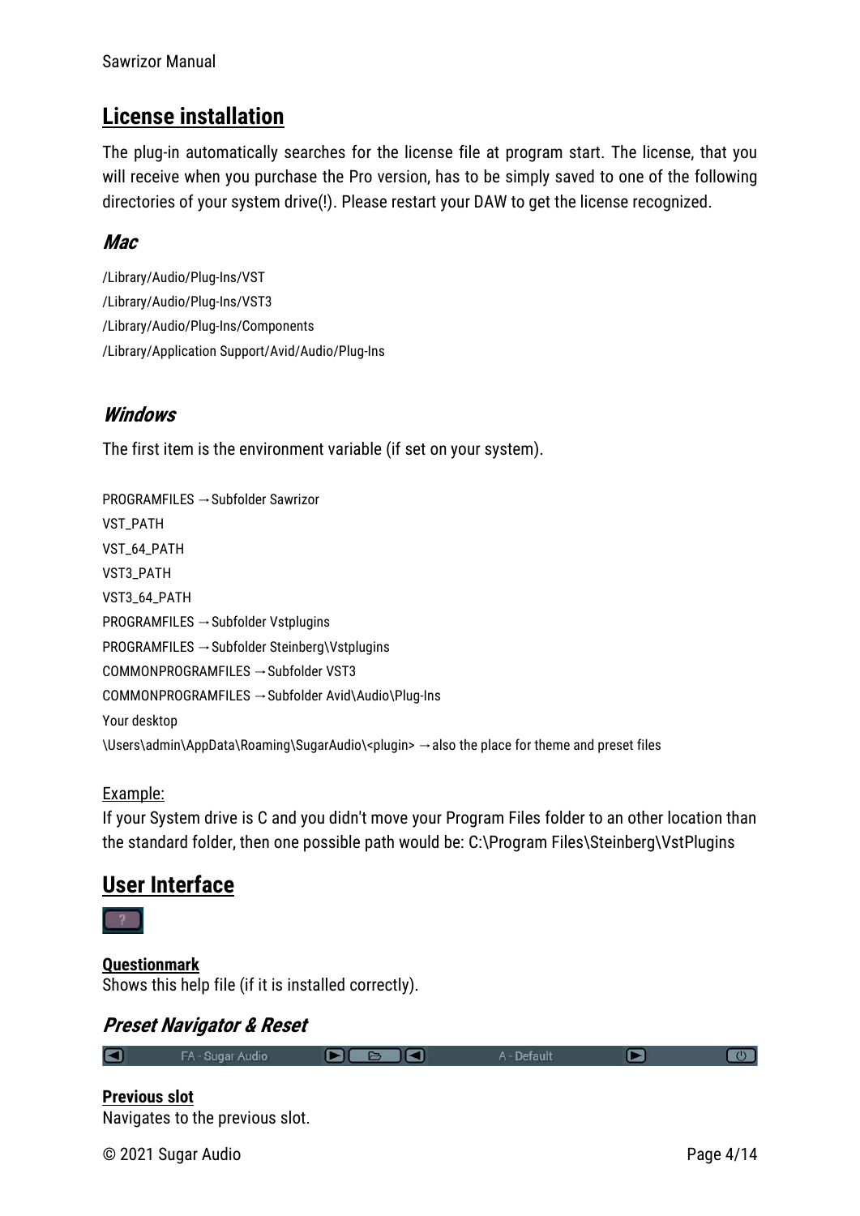## License installation

The plug-in automatically searches for the license file at program start. The license, that you will receive when you purchase the Pro version, has to be simply saved to one of the following directories of your system drive(!). Please restart your DAW to get the license recognized.

### *Mac*

/Library/Audio/Plug-Ins/VST
/Library/Audio/Plug-Ins/VST3
/Library/Audio/Plug-Ins/Components
/Library/Application Support/Avid/Audio/Plug-Ins

### *Windows*

The first item is the environment variable (if set on your system).

PROGRAMFILES → Subfolder Sawrizor
VST_PATH
VST_64_PATH
VST3_PATH
VST3_64_PATH
PROGRAMFILES → Subfolder Vstplugins
PROGRAMFILES → Subfolder Steinberg\Vstplugins
COMMONPROGRAMFILES → Subfolder VST3
COMMONPROGRAMFILES → Subfolder Avid\Audio\Plug-Ins
Your desktop
\Users\admin\AppData\Roaming\SugarAudio\<plugin> → also the place for theme and preset files

Example:
If your System drive is C and you didn't move your Program Files folder to an other location than the standard folder, then one possible path would be: C:\Program Files\Steinberg\VstPlugins

## User Interface

**Questionmark**
Shows this help file (if it is installed correctly).

### *Preset Navigator & Reset*

**Previous slot**
Navigates to the previous slot.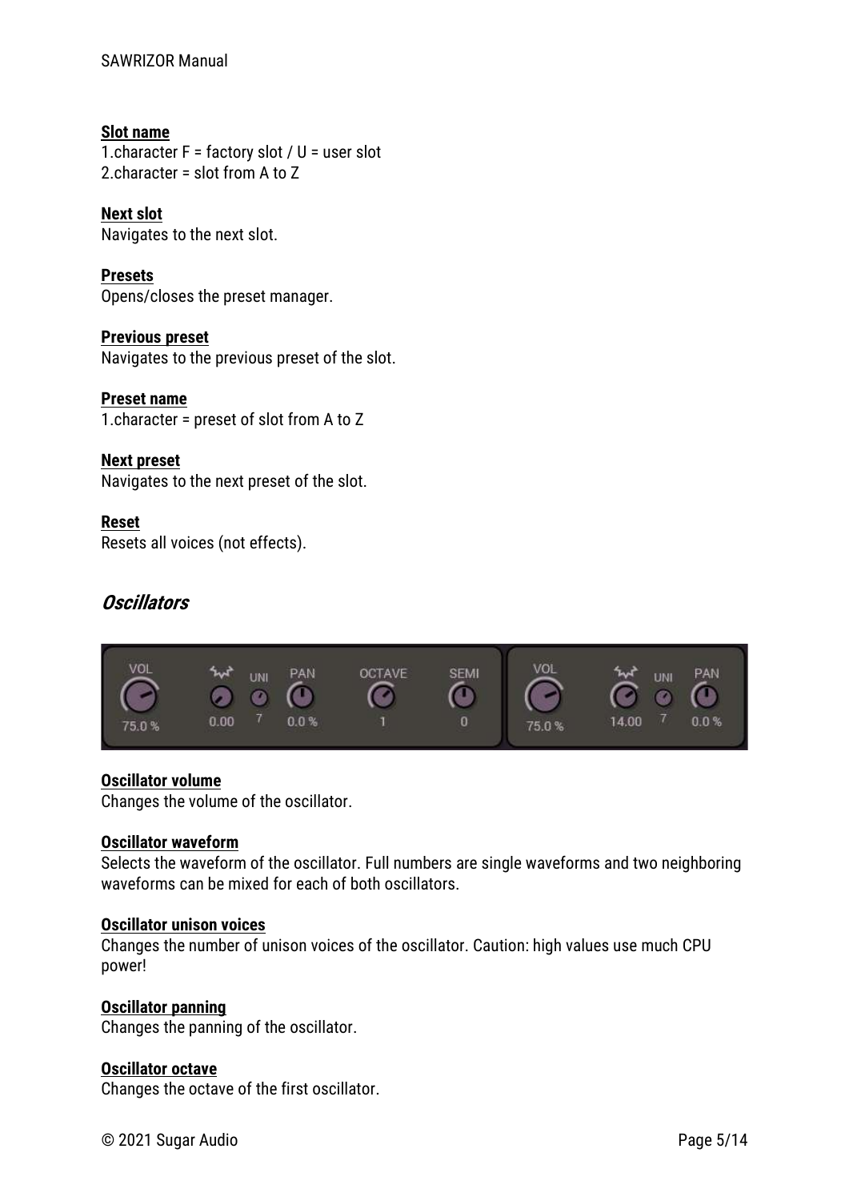**Slot name**
1.character F = factory slot / U = user slot
2.character = slot from A to Z

**Next slot**
Navigates to the next slot.

**Presets**
Opens/closes the preset manager.

**Previous preset**
Navigates to the previous preset of the slot.

**Preset name**
1.character = preset of slot from A to Z

**Next preset**
Navigates to the next preset of the slot.

**Reset**
Resets all voices (not effects).

## *Oscillators*

**Oscillator volume**
Changes the volume of the oscillator.

**Oscillator waveform**
Selects the waveform of the oscillator. Full numbers are single waveforms and two neighboring waveforms can be mixed for each of both oscillators.

**Oscillator unison voices**
Changes the number of unison voices of the oscillator. Caution: high values use much CPU power!

**Oscillator panning**
Changes the panning of the oscillator.

**Oscillator octave**
Changes the octave of the first oscillator.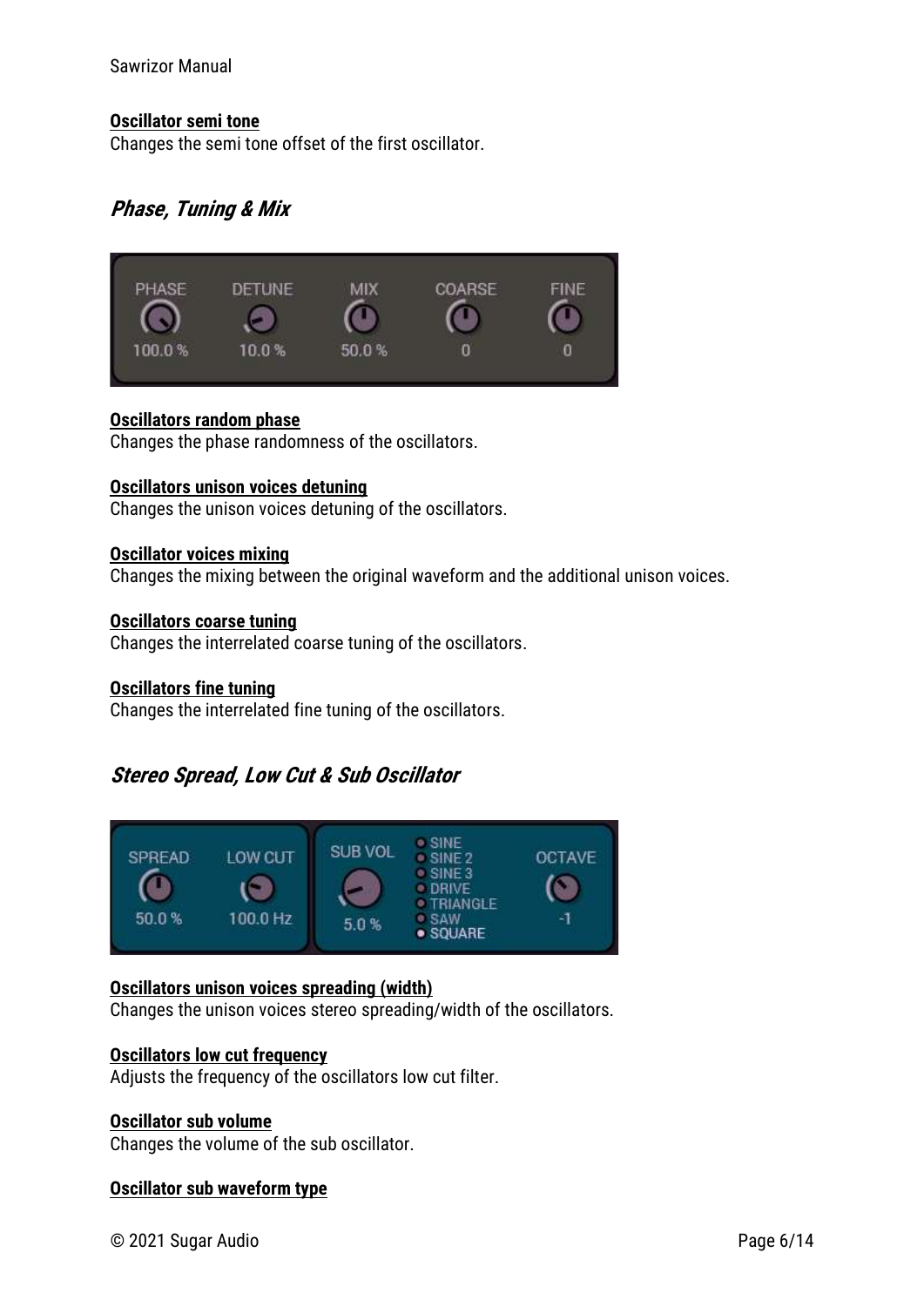**Oscillator semi tone**
Changes the semi tone offset of the first oscillator.

## *Phase, Tuning & Mix*

**Oscillators random phase**
Changes the phase randomness of the oscillators.

**Oscillators unison voices detuning**
Changes the unison voices detuning of the oscillators.

**Oscillator voices mixing**
Changes the mixing between the original waveform and the additional unison voices.

**Oscillators coarse tuning**
Changes the interrelated coarse tuning of the oscillators.

**Oscillators fine tuning**
Changes the interrelated fine tuning of the oscillators.

## *Stereo Spread, Low Cut & Sub Oscillator*

**Oscillators unison voices spreading (width)**
Changes the unison voices stereo spreading/width of the oscillators.

**Oscillators low cut frequency**
Adjusts the frequency of the oscillators low cut filter.

**Oscillator sub volume**
Changes the volume of the sub oscillator.

**Oscillator sub waveform type**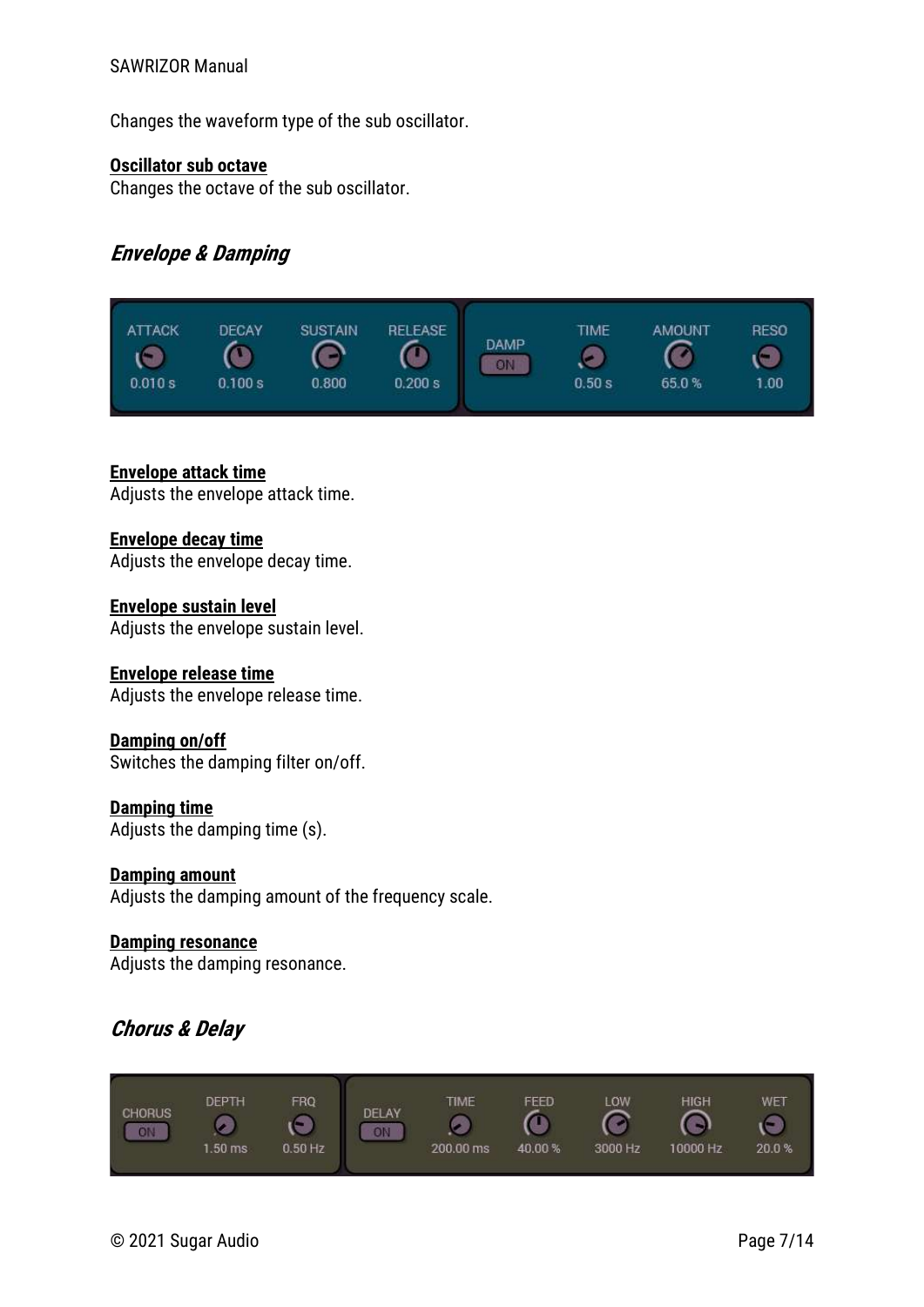Changes the waveform type of the sub oscillator.

**Oscillator sub octave**
Changes the octave of the sub oscillator.

## *Envelope & Damping*

**Envelope attack time**
Adjusts the envelope attack time.

**Envelope decay time**
Adjusts the envelope decay time.

**Envelope sustain level**
Adjusts the envelope sustain level.

**Envelope release time**
Adjusts the envelope release time.

**Damping on/off**
Switches the damping filter on/off.

**Damping time**
Adjusts the damping time (s).

**Damping amount**
Adjusts the damping amount of the frequency scale.

**Damping resonance**
Adjusts the damping resonance.

## *Chorus & Delay*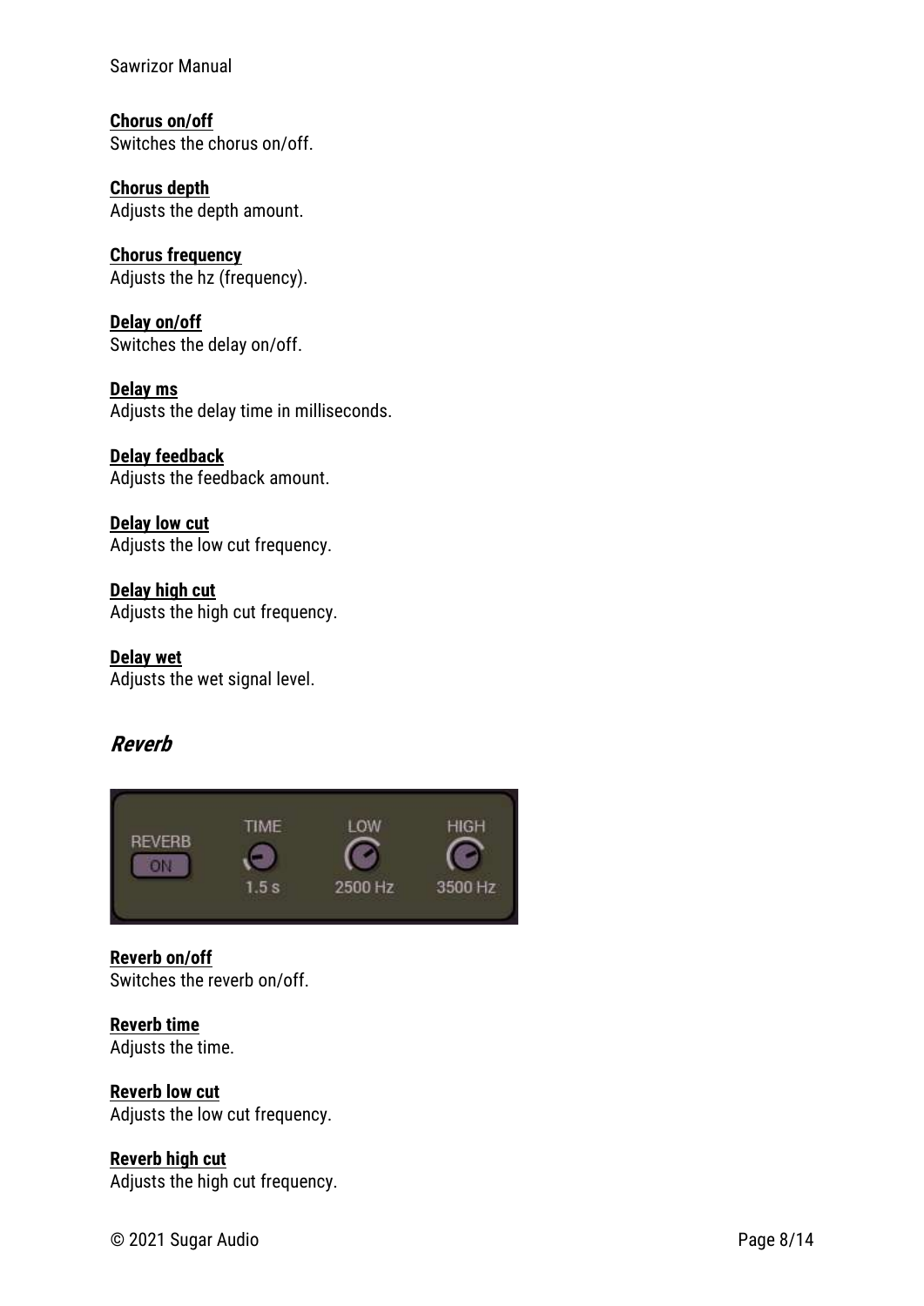**Chorus on/off**
Switches the chorus on/off.

**Chorus depth**
Adjusts the depth amount.

**Chorus frequency**
Adjusts the hz (frequency).

**Delay on/off**
Switches the delay on/off.

**Delay ms**
Adjusts the delay time in milliseconds.

**Delay feedback**
Adjusts the feedback amount.

**Delay low cut**
Adjusts the low cut frequency.

**Delay high cut**
Adjusts the high cut frequency.

**Delay wet**
Adjusts the wet signal level.

## *Reverb*

**Reverb on/off**
Switches the reverb on/off.

**Reverb time**
Adjusts the time.

**Reverb low cut**
Adjusts the low cut frequency.

**Reverb high cut**
Adjusts the high cut frequency.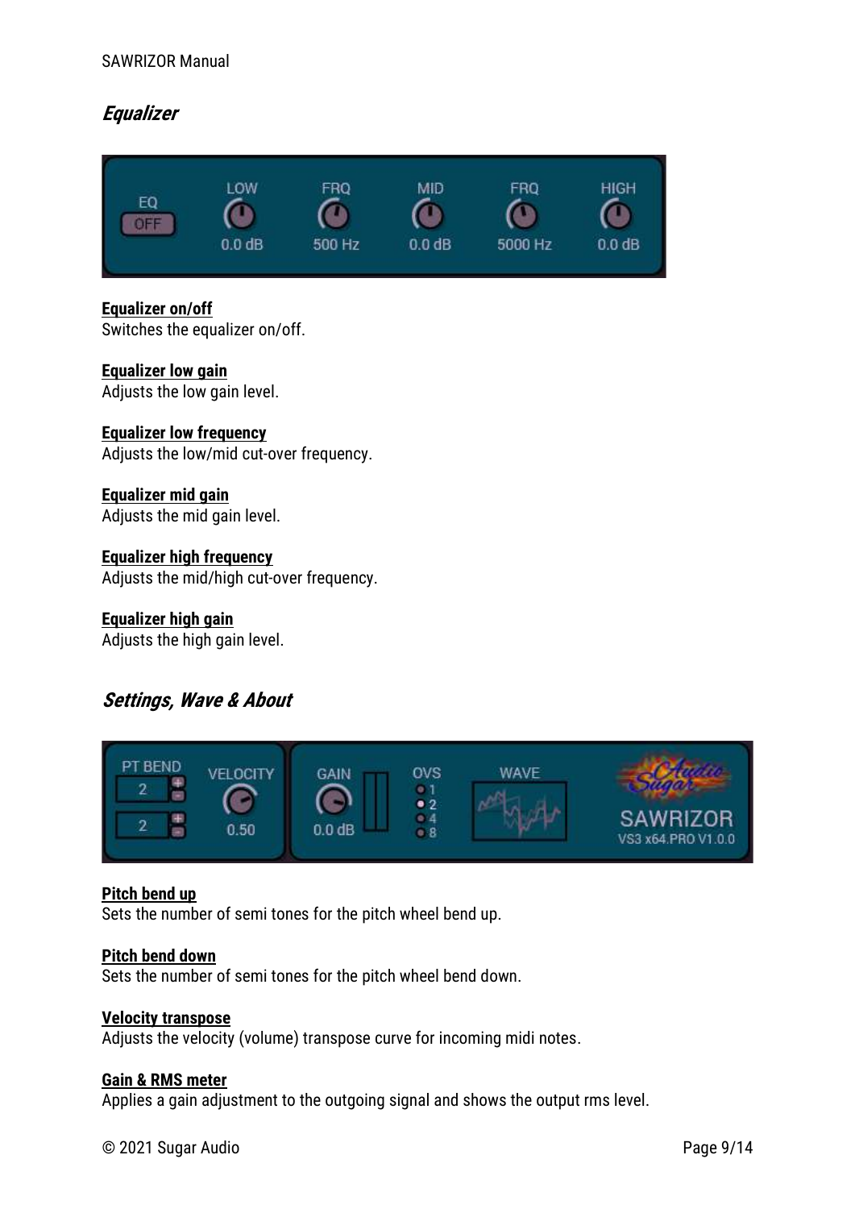## *Equalizer*

**Equalizer on/off**
Switches the equalizer on/off.

**Equalizer low gain**
Adjusts the low gain level.

**Equalizer low frequency**
Adjusts the low/mid cut-over frequency.

**Equalizer mid gain**
Adjusts the mid gain level.

**Equalizer high frequency**
Adjusts the mid/high cut-over frequency.

**Equalizer high gain**
Adjusts the high gain level.

## *Settings, Wave & About*

**Pitch bend up**
Sets the number of semi tones for the pitch wheel bend up.

**Pitch bend down**
Sets the number of semi tones for the pitch wheel bend down.

**Velocity transpose**
Adjusts the velocity (volume) transpose curve for incoming midi notes.

**Gain & RMS meter**
Applies a gain adjustment to the outgoing signal and shows the output rms level.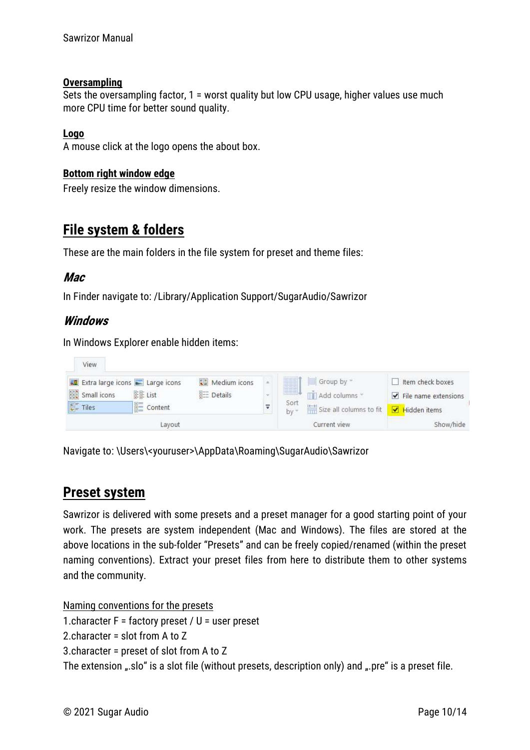**Oversampling**
Sets the oversampling factor, 1 = worst quality but low CPU usage, higher values use much more CPU time for better sound quality.

**Logo**
A mouse click at the logo opens the about box.

**Bottom right window edge**
Freely resize the window dimensions.

## File system & folders

These are the main folders in the file system for preset and theme files:

### *Mac*

In Finder navigate to: /Library/Application Support/SugarAudio/Sawrizor

### *Windows*

In Windows Explorer enable hidden items:

Navigate to: \Users\<youruser>\AppData\Roaming\SugarAudio\Sawrizor

## Preset system

Sawrizor is delivered with some presets and a preset manager for a good starting point of your work. The presets are system independent (Mac and Windows). The files are stored at the above locations in the sub-folder "Presets" and can be freely copied/renamed (within the preset naming conventions). Extract your preset files from here to distribute them to other systems and the community.

Naming conventions for the presets
1.character F = factory preset / U = user preset
2.character = slot from A to Z
3.character = preset of slot from A to Z
The extension „.slo" is a slot file (without presets, description only) and „.pre" is a preset file.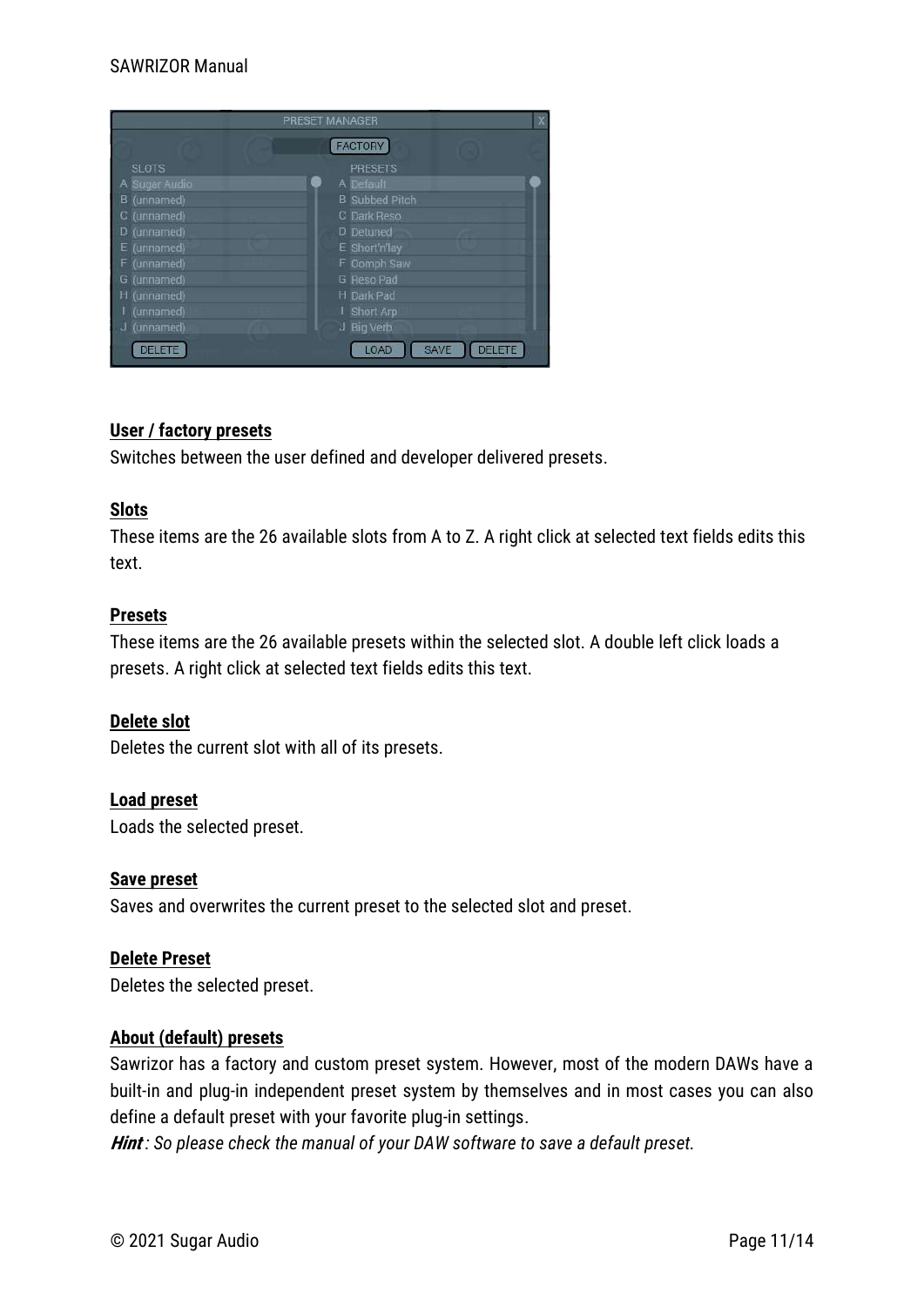**User / factory presets**

Switches between the user defined and developer delivered presets.

**Slots**

These items are the 26 available slots from A to Z. A right click at selected text fields edits this text.

**Presets**

These items are the 26 available presets within the selected slot. A double left click loads a presets. A right click at selected text fields edits this text.

**Delete slot**

Deletes the current slot with all of its presets.

**Load preset**

Loads the selected preset.

**Save preset**

Saves and overwrites the current preset to the selected slot and preset.

**Delete Preset**

Deletes the selected preset.

**About (default) presets**

Sawrizor has a factory and custom preset system. However, most of the modern DAWs have a built-in and plug-in independent preset system by themselves and in most cases you can also define a default preset with your favorite plug-in settings.

***Hint**: So please check the manual of your DAW software to save a default preset.*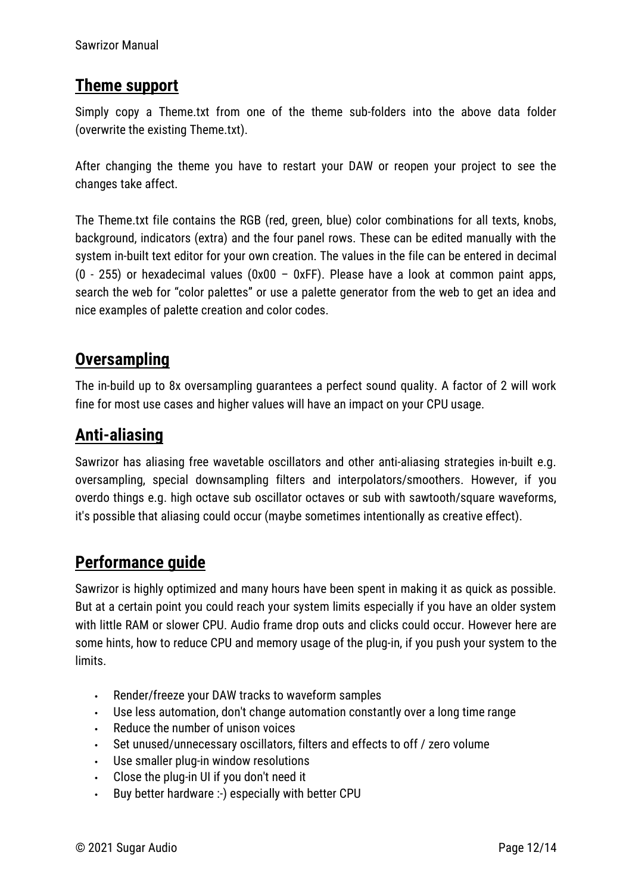## Theme support

Simply copy a Theme.txt from one of the theme sub-folders into the above data folder (overwrite the existing Theme.txt).

After changing the theme you have to restart your DAW or reopen your project to see the changes take affect.

The Theme.txt file contains the RGB (red, green, blue) color combinations for all texts, knobs, background, indicators (extra) and the four panel rows. These can be edited manually with the system in-built text editor for your own creation. The values in the file can be entered in decimal (0 - 255) or hexadecimal values (0x00 – 0xFF). Please have a look at common paint apps, search the web for "color palettes" or use a palette generator from the web to get an idea and nice examples of palette creation and color codes.

## Oversampling

The in-build up to 8x oversampling guarantees a perfect sound quality. A factor of 2 will work fine for most use cases and higher values will have an impact on your CPU usage.

## Anti-aliasing

Sawrizor has aliasing free wavetable oscillators and other anti-aliasing strategies in-built e.g. oversampling, special downsampling filters and interpolators/smoothers. However, if you overdo things e.g. high octave sub oscillator octaves or sub with sawtooth/square waveforms, it's possible that aliasing could occur (maybe sometimes intentionally as creative effect).

## Performance guide

Sawrizor is highly optimized and many hours have been spent in making it as quick as possible. But at a certain point you could reach your system limits especially if you have an older system with little RAM or slower CPU. Audio frame drop outs and clicks could occur. However here are some hints, how to reduce CPU and memory usage of the plug-in, if you push your system to the limits.

- Render/freeze your DAW tracks to waveform samples
- Use less automation, don't change automation constantly over a long time range
- Reduce the number of unison voices
- Set unused/unnecessary oscillators, filters and effects to off / zero volume
- Use smaller plug-in window resolutions
- Close the plug-in UI if you don't need it
- Buy better hardware :-) especially with better CPU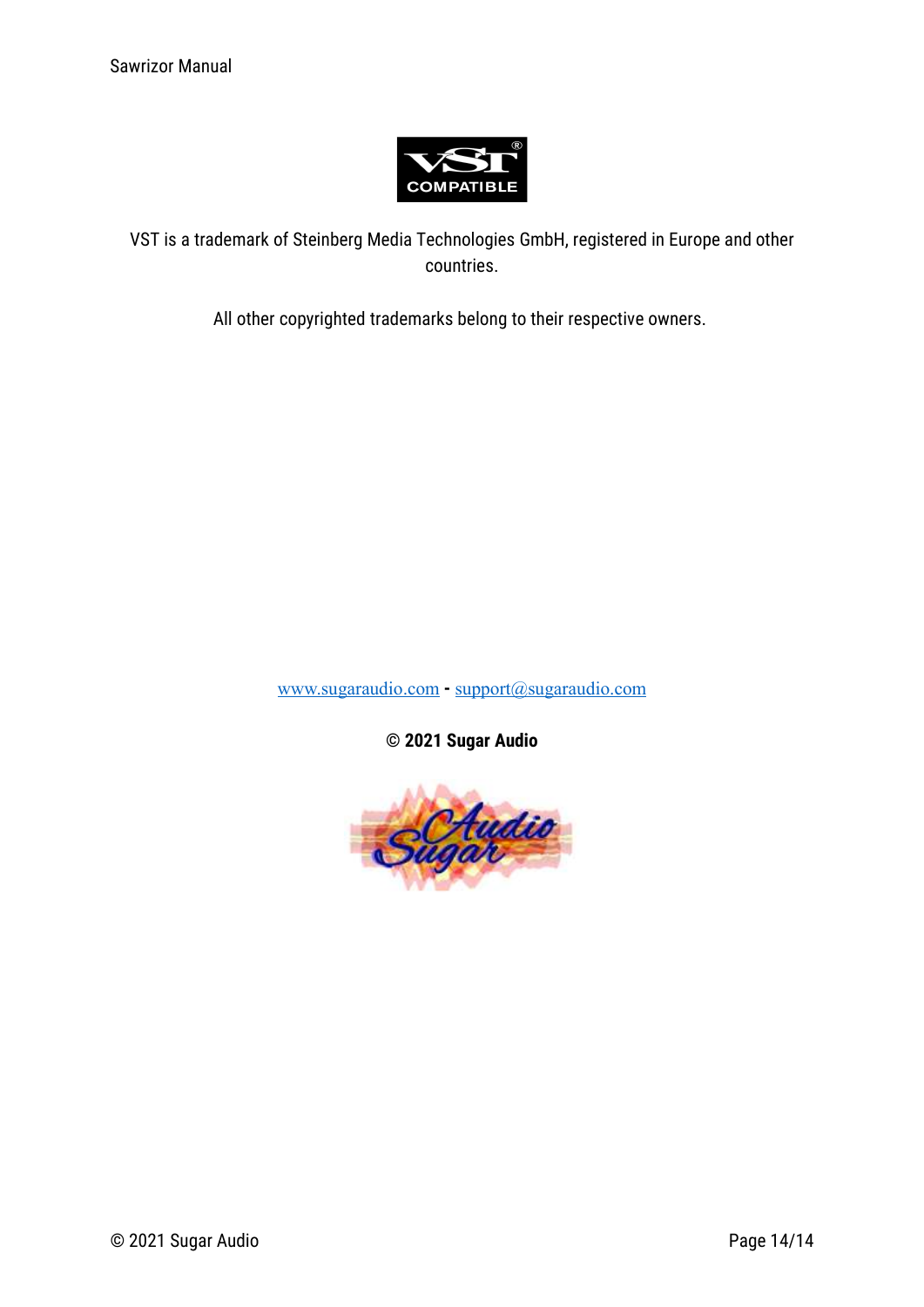VST is a trademark of Steinberg Media Technologies GmbH, registered in Europe and other countries.

All other copyrighted trademarks belong to their respective owners.

www.sugaraudio.com - support@sugaraudio.com

**© 2021 Sugar Audio**